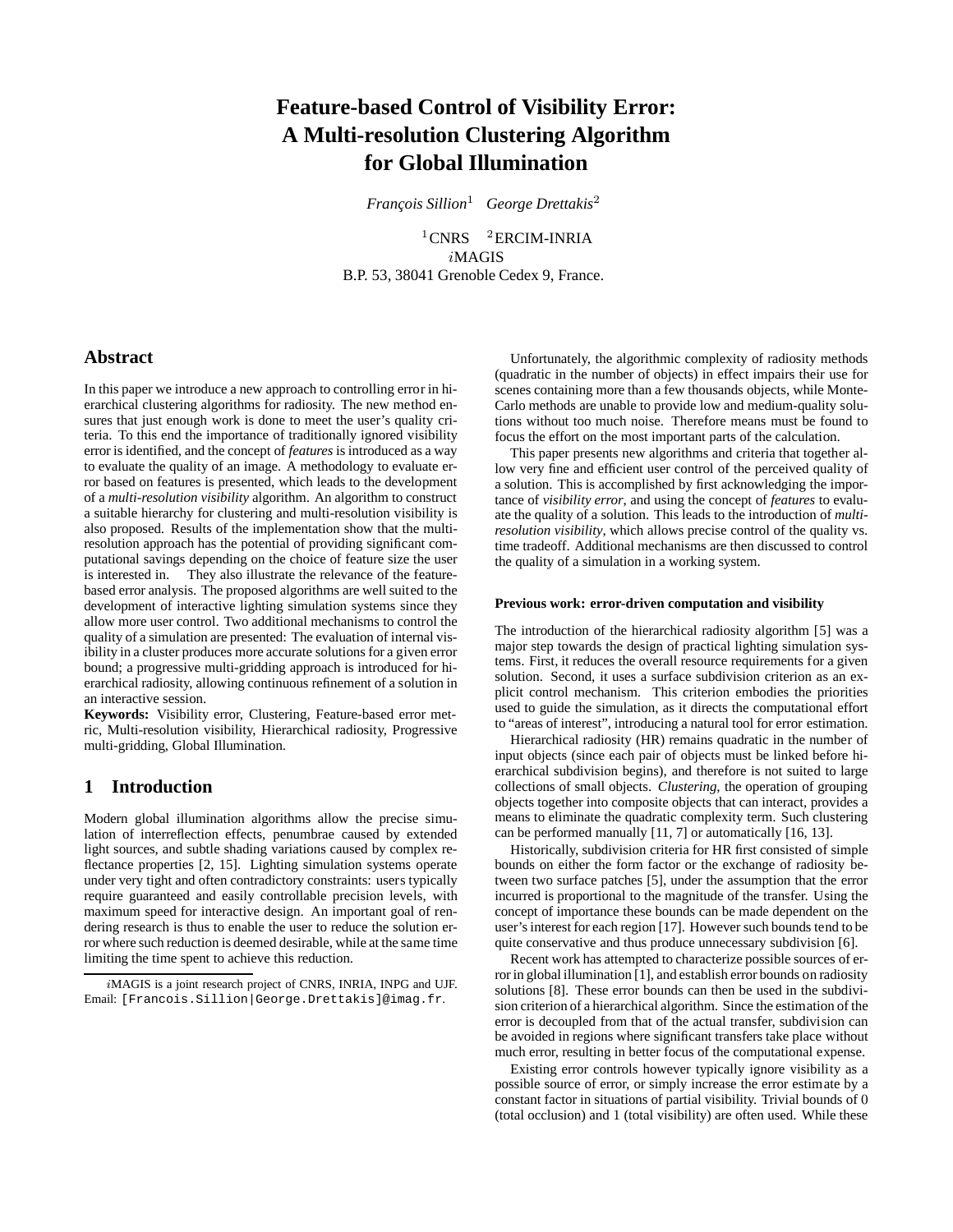# Feature-based Control of Visibility Error: A Multi-resolution Clustering Algorithm for Global Illumination

*François Sillion*[1] *George Drettakis*[2]

[1]CNRS [2]ERCIM-INRIA
*i*MAGIS
B.P. 53, 38041 Grenoble Cedex 9, France.

## Abstract

In this paper we introduce a new approach to controlling error in hierarchical clustering algorithms for radiosity. The new method ensures that just enough work is done to meet the user's quality criteria. To this end the importance of traditionally ignored visibility error is identified, and the concept of *features* is introduced as a way to evaluate the quality of an image. A methodology to evaluate error based on features is presented, which leads to the development of a *multi-resolution visibility* algorithm. An algorithm to construct a suitable hierarchy for clustering and multi-resolution visibility is also proposed. Results of the implementation show that the multi-resolution approach has the potential of providing significant computational savings depending on the choice of feature size the user is interested in. They also illustrate the relevance of the feature-based error analysis. The proposed algorithms are well suited to the development of interactive lighting simulation systems since they allow more user control. Two additional mechanisms to control the quality of a simulation are presented: The evaluation of internal visibility in a cluster produces more accurate solutions for a given error bound; a progressive multi-gridding approach is introduced for hierarchical radiosity, allowing continuous refinement of a solution in an interactive session.

**Keywords:** Visibility error, Clustering, Feature-based error metric, Multi-resolution visibility, Hierarchical radiosity, Progressive multi-gridding, Global Illumination.

## 1 Introduction

Modern global illumination algorithms allow the precise simulation of interreflection effects, penumbrae caused by extended light sources, and subtle shading variations caused by complex reflectance properties [2, 15]. Lighting simulation systems operate under very tight and often contradictory constraints: users typically require guaranteed and easily controllable precision levels, with maximum speed for interactive design. An important goal of rendering research is thus to enable the user to reduce the solution error where such reduction is deemed desirable, while at the same time limiting the time spent to achieve this reduction.

*i*MAGIS is a joint research project of CNRS, INRIA, INPG and UJF. Email: [Francois.Sillion|George.Drettakis]@imag.fr.

Unfortunately, the algorithmic complexity of radiosity methods (quadratic in the number of objects) in effect impairs their use for scenes containing more than a few thousands objects, while Monte-Carlo methods are unable to provide low and medium-quality solutions without too much noise. Therefore means must be found to focus the effort on the most important parts of the calculation.

This paper presents new algorithms and criteria that together allow very fine and efficient user control of the perceived quality of a solution. This is accomplished by first acknowledging the importance of *visibility error*, and using the concept of *features* to evaluate the quality of a solution. This leads to the introduction of *multi-resolution visibility*, which allows precise control of the quality vs. time tradeoff. Additional mechanisms are then discussed to control the quality of a simulation in a working system.

#### Previous work: error-driven computation and visibility

The introduction of the hierarchical radiosity algorithm [5] was a major step towards the design of practical lighting simulation systems. First, it reduces the overall resource requirements for a given solution. Second, it uses a surface subdivision criterion as an explicit control mechanism. This criterion embodies the priorities used to guide the simulation, as it directs the computational effort to "areas of interest", introducing a natural tool for error estimation.

Hierarchical radiosity (HR) remains quadratic in the number of input objects (since each pair of objects must be linked before hierarchical subdivision begins), and therefore is not suited to large collections of small objects. *Clustering*, the operation of grouping objects together into composite objects that can interact, provides a means to eliminate the quadratic complexity term. Such clustering can be performed manually [11, 7] or automatically [16, 13].

Historically, subdivision criteria for HR first consisted of simple bounds on either the form factor or the exchange of radiosity between two surface patches [5], under the assumption that the error incurred is proportional to the magnitude of the transfer. Using the concept of importance these bounds can be made dependent on the user's interest for each region [17]. However such bounds tend to be quite conservative and thus produce unnecessary subdivision [6].

Recent work has attempted to characterize possible sources of error in global illumination [1], and establish error bounds on radiosity solutions [8]. These error bounds can then be used in the subdivision criterion of a hierarchical algorithm. Since the estimation of the error is decoupled from that of the actual transfer, subdivision can be avoided in regions where significant transfers take place without much error, resulting in better focus of the computational expense.

Existing error controls however typically ignore visibility as a possible source of error, or simply increase the error estimate by a constant factor in situations of partial visibility. Trivial bounds of 0 (total occlusion) and 1 (total visibility) are often used. While these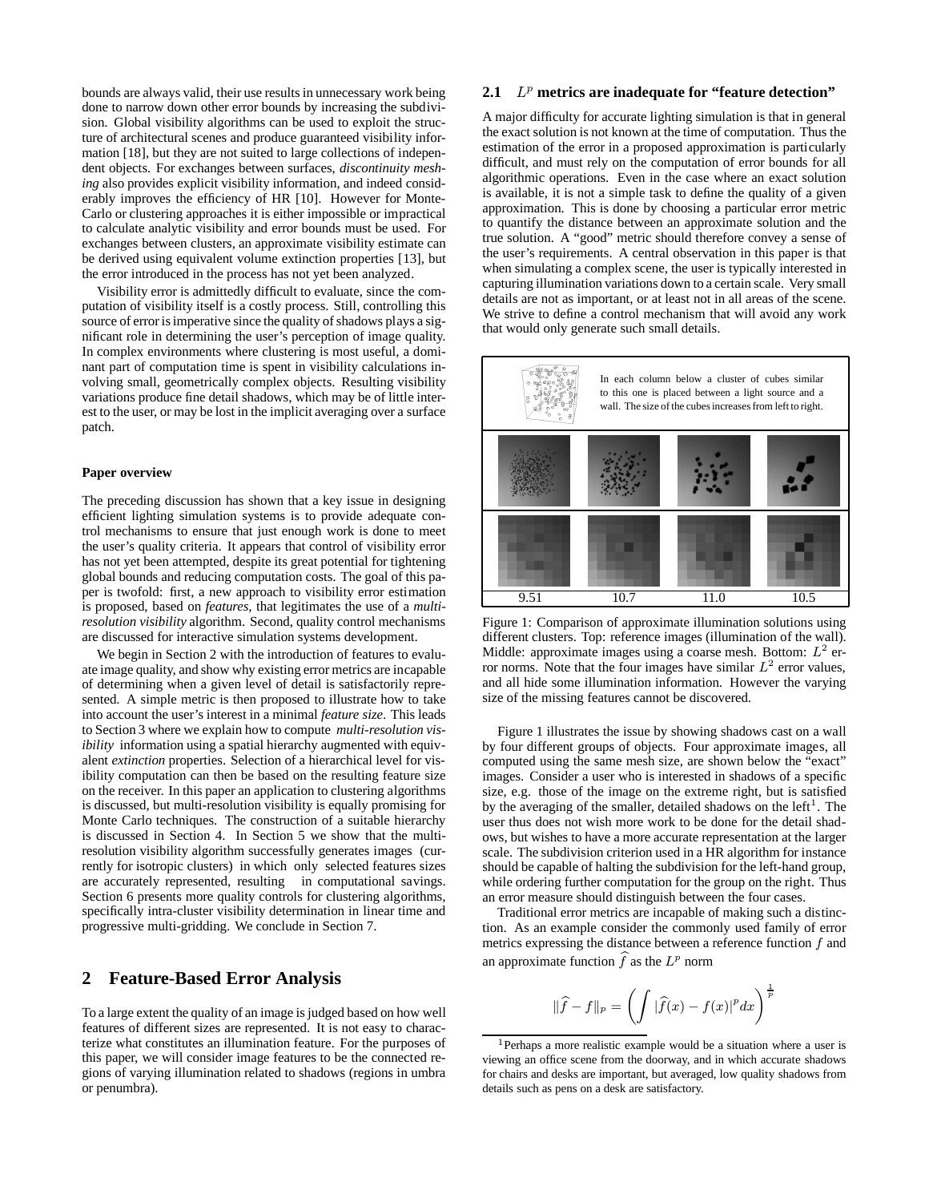bounds are always valid, their use results in unnecessary work being done to narrow down other error bounds by increasing the subdivision. Global visibility algorithms can be used to exploit the structure of architectural scenes and produce guaranteed visibility information [18], but they are not suited to large collections of independent objects. For exchanges between surfaces, *discontinuity meshing* also provides explicit visibility information, and indeed considerably improves the efficiency of HR [10]. However for Monte-Carlo or clustering approaches it is either impossible or impractical to calculate analytic visibility and error bounds must be used. For exchanges between clusters, an approximate visibility estimate can be derived using equivalent volume extinction properties [13], but the error introduced in the process has not yet been analyzed.

Visibility error is admittedly difficult to evaluate, since the computation of visibility itself is a costly process. Still, controlling this source of error is imperative since the quality of shadows plays a significant role in determining the user's perception of image quality. In complex environments where clustering is most useful, a dominant part of computation time is spent in visibility calculations involving small, geometrically complex objects. Resulting visibility variations produce fine detail shadows, which may be of little interest to the user, or may be lost in the implicit averaging over a surface patch.

#### Paper overview

The preceding discussion has shown that a key issue in designing efficient lighting simulation systems is to provide adequate control mechanisms to ensure that just enough work is done to meet the user's quality criteria. It appears that control of visibility error has not yet been attempted, despite its great potential for tightening global bounds and reducing computation costs. The goal of this paper is twofold: first, a new approach to visibility error estimation is proposed, based on *features*, that legitimates the use of a *multi-resolution visibility* algorithm. Second, quality control mechanisms are discussed for interactive simulation systems development.

We begin in Section 2 with the introduction of features to evaluate image quality, and show why existing error metrics are incapable of determining when a given level of detail is satisfactorily represented. A simple metric is then proposed to illustrate how to take into account the user's interest in a minimal *feature size*. This leads to Section 3 where we explain how to compute *multi-resolution visibility* information using a spatial hierarchy augmented with equivalent *extinction* properties. Selection of a hierarchical level for visibility computation can then be based on the resulting feature size on the receiver. In this paper an application to clustering algorithms is discussed, but multi-resolution visibility is equally promising for Monte Carlo techniques. The construction of a suitable hierarchy is discussed in Section 4. In Section 5 we show that the multi-resolution visibility algorithm successfully generates images (currently for isotropic clusters) in which only selected features sizes are accurately represented, resulting in computational savings. Section 6 presents more quality controls for clustering algorithms, specifically intra-cluster visibility determination in linear time and progressive multi-gridding. We conclude in Section 7.

## 2 Feature-Based Error Analysis

To a large extent the quality of an image is judged based on how well features of different sizes are represented. It is not easy to characterize what constitutes an illumination feature. For the purposes of this paper, we will consider image features to be the connected regions of varying illumination related to shadows (regions in umbra or penumbra).

### 2.1 $L^p$ metrics are inadequate for "feature detection"

A major difficulty for accurate lighting simulation is that in general the exact solution is not known at the time of computation. Thus the estimation of the error in a proposed approximation is particularly difficult, and must rely on the computation of error bounds for all algorithmic operations. Even in the case where an exact solution is available, it is not a simple task to define the quality of a given approximation. This is done by choosing a particular error metric to quantify the distance between an approximate solution and the true solution. A "good" metric should therefore convey a sense of the user's requirements. A central observation in this paper is that when simulating a complex scene, the user is typically interested in capturing illumination variations down to a certain scale. Very small details are not as important, or at least not in all areas of the scene. We strive to define a control mechanism that will avoid any work that would only generate such small details.

In each column below a cluster of cubes similar to this one is placed between a light source and a wall. The size of the cubes increases from left to right.

9.51 10.7 11.0 10.5

Figure 1: Comparison of approximate illumination solutions using different clusters. Top: reference images (illumination of the wall). Middle: approximate images using a coarse mesh. Bottom: $L^2$ error norms. Note that the four images have similar $L^2$ error values, and all hide some illumination information. However the varying size of the missing features cannot be discovered.

Figure 1 illustrates the issue by showing shadows cast on a wall by four different groups of objects. Four approximate images, all computed using the same mesh size, are shown below the "exact" images. Consider a user who is interested in shadows of a specific size, e.g. those of the image on the extreme right, but is satisfied by the averaging of the smaller, detailed shadows on the left[1]. The user thus does not wish more work to be done for the detail shadows, but wishes to have a more accurate representation at the larger scale. The subdivision criterion used in a HR algorithm for instance should be capable of halting the subdivision for the left-hand group, while ordering further computation for the group on the right. Thus an error measure should distinguish between the four cases.

Traditional error metrics are incapable of making such a distinction. As an example consider the commonly used family of error metrics expressing the distance between a reference function $f$ and an approximate function $\widehat{f}$ as the $L^p$ norm

$$\|\widehat{f} - f\|_p = \left( \int |\widehat{f}(x) - f(x)|^p dx \right)^{\frac{1}{p}}$$

[1] Perhaps a more realistic example would be a situation where a user is viewing an office scene from the doorway, and in which accurate shadows for chairs and desks are important, but averaged, low quality shadows from details such as pens on a desk are satisfactory.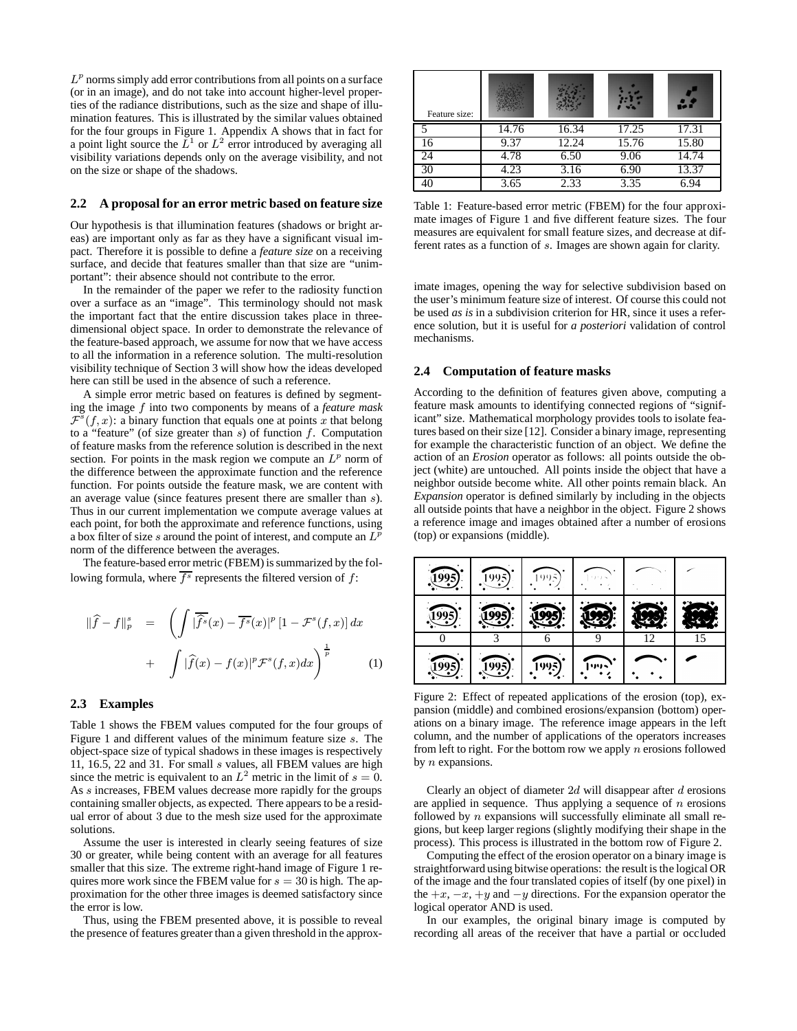$L^p$ norms simply add error contributions from all points on a surface (or in an image), and do not take into account higher-level properties of the radiance distributions, such as the size and shape of illumination features. This is illustrated by the similar values obtained for the four groups in Figure 1. Appendix A shows that in fact for a point light source the $L^1$ or $L^2$ error introduced by averaging all visibility variations depends only on the average visibility, and not on the size or shape of the shadows.

### 2.2 A proposal for an error metric based on feature size

Our hypothesis is that illumination features (shadows or bright areas) are important only as far as they have a significant visual impact. Therefore it is possible to define a *feature size* on a receiving surface, and decide that features smaller than that size are "unimportant": their absence should not contribute to the error.

In the remainder of the paper we refer to the radiosity function over a surface as an "image". This terminology should not mask the important fact that the entire discussion takes place in three-dimensional object space. In order to demonstrate the relevance of the feature-based approach, we assume for now that we have access to all the information in a reference solution. The multi-resolution visibility technique of Section 3 will show how the ideas developed here can still be used in the absence of such a reference.

A simple error metric based on features is defined by segmenting the image $f$ into two components by means of a *feature mask* $\mathcal{F}^s(f, x)$: a binary function that equals one at points $x$ that belong to a "feature" (of size greater than $s$) of function $f$. Computation of feature masks from the reference solution is described in the next section. For points in the mask region we compute an $L^p$ norm of the difference between the approximate function and the reference function. For points outside the feature mask, we are content with an average value (since features present there are smaller than $s$). Thus in our current implementation we compute average values at each point, for both the approximate and reference functions, using a box filter of size $s$ around the point of interest, and compute an $L^p$ norm of the difference between the averages.

The feature-based error metric (FBEM) is summarized by the following formula, where $\overline{f^s}$ represents the filtered version of $f$:

$$\|\widehat{f} - f\|_p^s = \left( \int |\overline{\widehat{f}^s}(x) - \overline{f^s}(x)|^p \left[1 - \mathcal{F}^s(f, x)\right] dx + \int |\widehat{f}(x) - f(x)|^p \mathcal{F}^s(f, x) dx \right)^{\frac{1}{p}} \quad (1)$$

### 2.3 Examples

Table 1 shows the FBEM values computed for the four groups of Figure 1 and different values of the minimum feature size $s$. The object-space size of typical shadows in these images is respectively 11, 16.5, 22 and 31. For small $s$ values, all FBEM values are high since the metric is equivalent to an $L^2$ metric in the limit of $s = 0$. As $s$ increases, FBEM values decrease more rapidly for the groups containing smaller objects, as expected. There appears to be a residual error of about 3 due to the mesh size used for the approximate solutions.

Assume the user is interested in clearly seeing features of size 30 or greater, while being content with an average for all features smaller that this size. The extreme right-hand image of Figure 1 requires more work since the FBEM value for $s = 30$ is high. The approximation for the other three images is deemed satisfactory since the error is low.

Thus, using the FBEM presented above, it is possible to reveal the presence of features greater than a given threshold in the approximate images, opening the way for selective subdivision based on the user's minimum feature size of interest. Of course this could not be used *as is* in a subdivision criterion for HR, since it uses a reference solution, but it is useful for *a posteriori* validation of control mechanisms.

| Feature size: | (image 1) | (image 2) | (image 3) | (image 4) |
|---|---|---|---|---|
| 5 | 14.76 | 16.34 | 17.25 | 17.31 |
| 16 | 9.37 | 12.24 | 15.76 | 15.80 |
| 24 | 4.78 | 6.50 | 9.06 | 14.74 |
| 30 | 4.23 | 3.16 | 6.90 | 13.37 |
| 40 | 3.65 | 2.33 | 3.35 | 6.94 |

Table 1: Feature-based error metric (FBEM) for the four approximate images of Figure 1 and five different feature sizes. The four measures are equivalent for small feature sizes, and decrease at different rates as a function of $s$. Images are shown again for clarity.

### 2.4 Computation of feature masks

According to the definition of features given above, computing a feature mask amounts to identifying connected regions of "significant" size. Mathematical morphology provides tools to isolate features based on their size [12]. Consider a binary image, representing for example the characteristic function of an object. We define the action of an *Erosion* operator as follows: all points outside the object (white) are untouched. All points inside the object that have a neighbor outside become white. All other points remain black. An *Expansion* operator is defined similarly by including in the objects all outside points that have a neighbor in the object. Figure 2 shows a reference image and images obtained after a number of erosions (top) or expansions (middle).

| | | | | | |
|---|---|---|---|---|---|
| 0 | 3 | 6 | 9 | 12 | 15 |

Figure 2: Effect of repeated applications of the erosion (top), expansion (middle) and combined erosions/expansion (bottom) operations on a binary image. The reference image appears in the left column, and the number of applications of the operators increases from left to right. For the bottom row we apply $n$ erosions followed by $n$ expansions.

Clearly an object of diameter $2d$ will disappear after $d$ erosions are applied in sequence. Thus applying a sequence of $n$ erosions followed by $n$ expansions will successfully eliminate all small regions, but keep larger regions (slightly modifying their shape in the process). This process is illustrated in the bottom row of Figure 2.

Computing the effect of the erosion operator on a binary image is straightforward using bitwise operations: the result is the logical OR of the image and the four translated copies of itself (by one pixel) in the $+x$, $-x$, $+y$ and $-y$ directions. For the expansion operator the logical operator AND is used.

In our examples, the original binary image is computed by recording all areas of the receiver that have a partial or occluded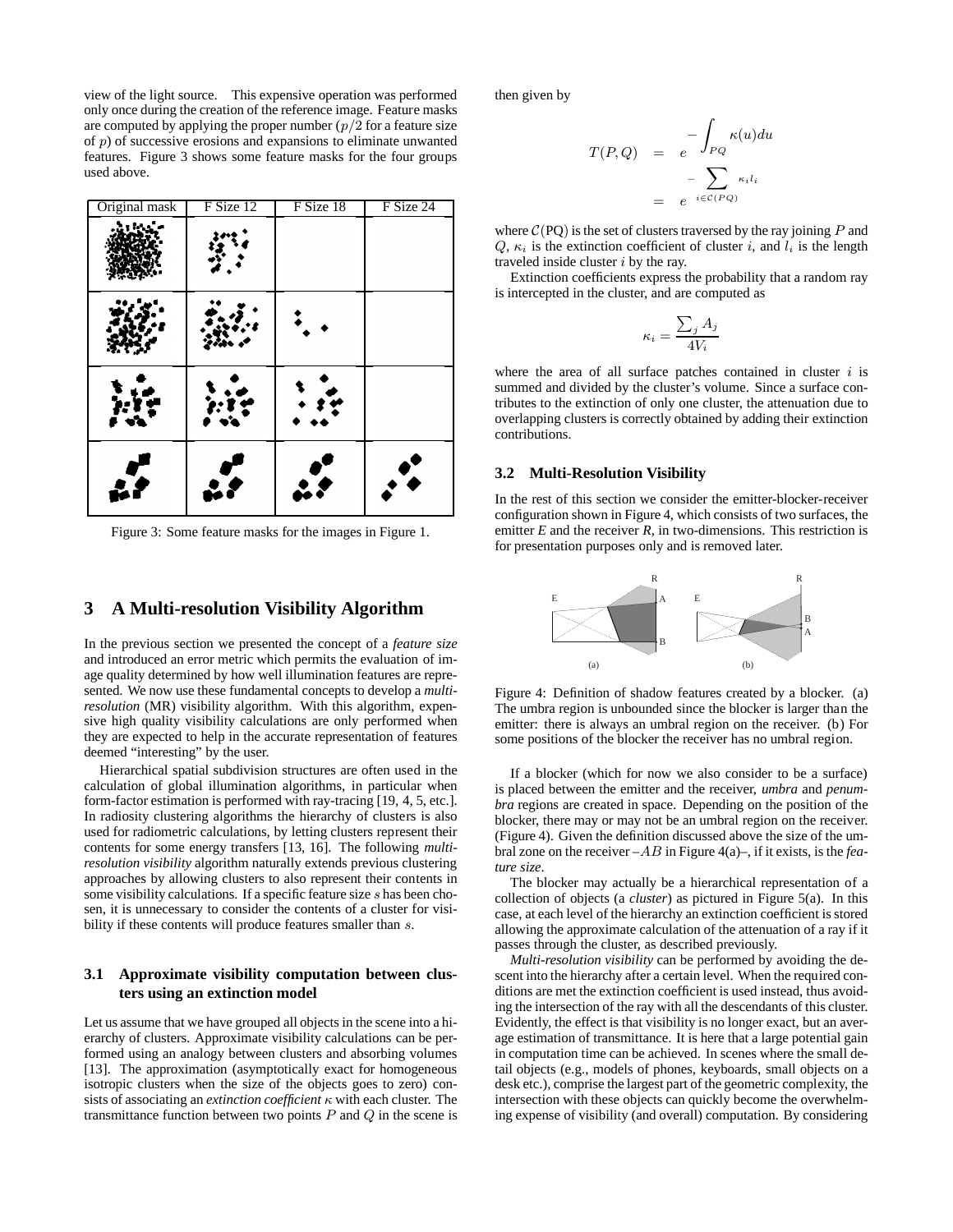view of the light source. This expensive operation was performed only once during the creation of the reference image. Feature masks are computed by applying the proper number ($p/2$ for a feature size of $p$) of successive erosions and expansions to eliminate unwanted features. Figure 3 shows some feature masks for the four groups used above.

| Original mask | F Size 12 | F Size 18 | F Size 24 |
|---|---|---|---|
| | | | |
| | | | |
| | | | |
| | | | |

Figure 3: Some feature masks for the images in Figure 1.

# 3 A Multi-resolution Visibility Algorithm

In the previous section we presented the concept of a *feature size* and introduced an error metric which permits the evaluation of image quality determined by how well illumination features are represented. We now use these fundamental concepts to develop a *multi-resolution* (MR) visibility algorithm. With this algorithm, expensive high quality visibility calculations are only performed when they are expected to help in the accurate representation of features deemed "interesting" by the user.

Hierarchical spatial subdivision structures are often used in the calculation of global illumination algorithms, in particular when form-factor estimation is performed with ray-tracing [19, 4, 5, etc.]. In radiosity clustering algorithms the hierarchy of clusters is also used for radiometric calculations, by letting clusters represent their contents for some energy transfers [13, 16]. The following *multi-resolution visibility* algorithm naturally extends previous clustering approaches by allowing clusters to also represent their contents in some visibility calculations. If a specific feature size $s$ has been chosen, it is unnecessary to consider the contents of a cluster for visibility if these contents will produce features smaller than $s$.

## 3.1 Approximate visibility computation between clusters using an extinction model

Let us assume that we have grouped all objects in the scene into a hierarchy of clusters. Approximate visibility calculations can be performed using an analogy between clusters and absorbing volumes [13]. The approximation (asymptotically exact for homogeneous isotropic clusters when the size of the objects goes to zero) consists of associating an *extinction coefficient* $\kappa$ with each cluster. The transmittance function between two points $P$ and $Q$ in the scene is then given by

$$
\begin{aligned}
T(P,Q) &= e^{-\int_{PQ} \kappa(u)du} \\
&= e^{-\sum_{i \in \mathcal{C}(PQ)} \kappa_i l_i}
\end{aligned}
$$

where $\mathcal{C}(\mathrm{PQ})$ is the set of clusters traversed by the ray joining $P$ and $Q$, $\kappa_i$ is the extinction coefficient of cluster $i$, and $l_i$ is the length traveled inside cluster $i$ by the ray.

Extinction coefficients express the probability that a random ray is intercepted in the cluster, and are computed as

$$
\kappa_i = \frac{\sum_j A_j}{4V_i}
$$

where the area of all surface patches contained in cluster $i$ is summed and divided by the cluster's volume. Since a surface contributes to the extinction of only one cluster, the attenuation due to overlapping clusters is correctly obtained by adding their extinction contributions.

## 3.2 Multi-Resolution Visibility

In the rest of this section we consider the emitter-blocker-receiver configuration shown in Figure 4, which consists of two surfaces, the emitter *E* and the receiver *R*, in two-dimensions. This restriction is for presentation purposes only and is removed later.

Figure 4: Definition of shadow features created by a blocker. (a) The umbra region is unbounded since the blocker is larger than the emitter: there is always an umbral region on the receiver. (b) For some positions of the blocker the receiver has no umbral region.

If a blocker (which for now we also consider to be a surface) is placed between the emitter and the receiver, *umbra* and *penumbra* regions are created in space. Depending on the position of the blocker, there may or may not be an umbral region on the receiver. (Figure 4). Given the definition discussed above the size of the umbral zone on the receiver –$AB$ in Figure 4(a)–, if it exists, is the *feature size*.

The blocker may actually be a hierarchical representation of a collection of objects (a *cluster*) as pictured in Figure 5(a). In this case, at each level of the hierarchy an extinction coefficient is stored allowing the approximate calculation of the attenuation of a ray if it passes through the cluster, as described previously.

*Multi-resolution visibility* can be performed by avoiding the descent into the hierarchy after a certain level. When the required conditions are met the extinction coefficient is used instead, thus avoiding the intersection of the ray with all the descendants of this cluster. Evidently, the effect is that visibility is no longer exact, but an average estimation of transmittance. It is here that a large potential gain in computation time can be achieved. In scenes where the small detail objects (e.g., models of phones, keyboards, small objects on a desk etc.), comprise the largest part of the geometric complexity, the intersection with these objects can quickly become the overwhelming expense of visibility (and overall) computation. By considering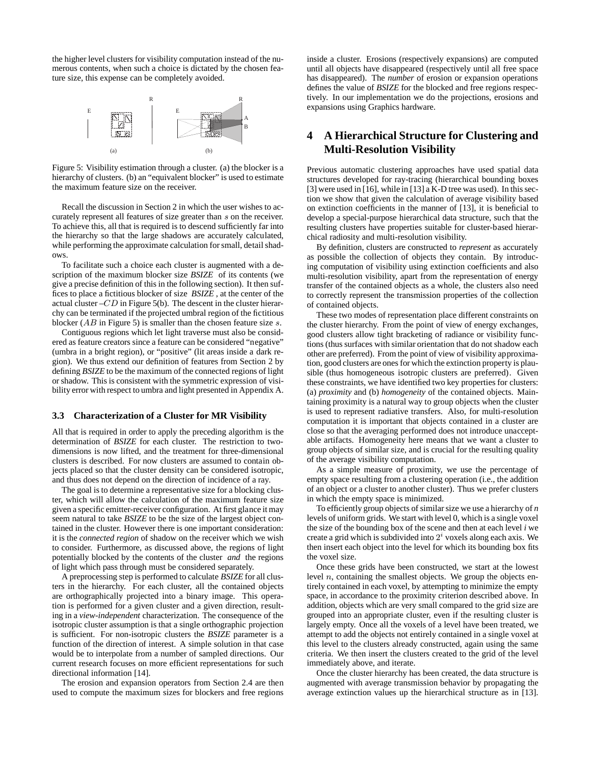the higher level clusters for visibility computation instead of the numerous contents, when such a choice is dictated by the chosen feature size, this expense can be completely avoided.

Figure 5: Visibility estimation through a cluster. (a) the blocker is a hierarchy of clusters. (b) an "equivalent blocker" is used to estimate the maximum feature size on the receiver.

Recall the discussion in Section 2 in which the user wishes to accurately represent all features of size greater than $s$ on the receiver. To achieve this, all that is required is to descend sufficiently far into the hierarchy so that the large shadows are accurately calculated, while performing the approximate calculation for small, detail shadows.

To facilitate such a choice each cluster is augmented with a description of the maximum blocker size *BSIZE* of its contents (we give a precise definition of this in the following section). It then suffices to place a fictitious blocker of size *BSIZE*, at the center of the actual cluster –$CD$ in Figure 5(b). The descent in the cluster hierarchy can be terminated if the projected umbral region of the fictitious blocker ($AB$ in Figure 5) is smaller than the chosen feature size $s$.

Contiguous regions which let light traverse must also be considered as feature creators since a feature can be considered "negative" (umbra in a bright region), or "positive" (lit areas inside a dark region). We thus extend our definition of features from Section 2 by defining *BSIZE* to be the maximum of the connected regions of light or shadow. This is consistent with the symmetric expression of visibility error with respect to umbra and light presented in Appendix A.

### 3.3 Characterization of a Cluster for MR Visibility

All that is required in order to apply the preceding algorithm is the determination of *BSIZE* for each cluster. The restriction to two-dimensions is now lifted, and the treatment for three-dimensional clusters is described. For now clusters are assumed to contain objects placed so that the cluster density can be considered isotropic, and thus does not depend on the direction of incidence of a ray.

The goal is to determine a representative size for a blocking cluster, which will allow the calculation of the maximum feature size given a specific emitter-receiver configuration. At first glance it may seem natural to take *BSIZE* to be the size of the largest object contained in the cluster. However there is one important consideration: it is the *connected region* of shadow on the receiver which we wish to consider. Furthermore, as discussed above, the regions of light potentially blocked by the contents of the cluster *and* the regions of light which pass through must be considered separately.

A preprocessing step is performed to calculate *BSIZE* for all clusters in the hierarchy. For each cluster, all the contained objects are orthographically projected into a binary image. This operation is performed for a given cluster and a given direction, resulting in a *view-independent* characterization. The consequence of the isotropic cluster assumption is that a single orthographic projection is sufficient. For non-isotropic clusters the *BSIZE* parameter is a function of the direction of interest. A simple solution in that case would be to interpolate from a number of sampled directions. Our current research focuses on more efficient representations for such directional information [14].

The erosion and expansion operators from Section 2.4 are then used to compute the maximum sizes for blockers and free regions inside a cluster. Erosions (respectively expansions) are computed until all objects have disappeared (respectively until all free space has disappeared). The *number* of erosion or expansion operations defines the value of *BSIZE* for the blocked and free regions respectively. In our implementation we do the projections, erosions and expansions using Graphics hardware.

## 4 A Hierarchical Structure for Clustering and Multi-Resolution Visibility

Previous automatic clustering approaches have used spatial data structures developed for ray-tracing (hierarchical bounding boxes [3] were used in [16], while in [13] a K-D tree was used). In this section we show that given the calculation of average visibility based on extinction coefficients in the manner of [13], it is beneficial to develop a special-purpose hierarchical data structure, such that the resulting clusters have properties suitable for cluster-based hierarchical radiosity and multi-resolution visibility.

By definition, clusters are constructed to *represent* as accurately as possible the collection of objects they contain. By introducing computation of visibility using extinction coefficients and also multi-resolution visibility, apart from the representation of energy transfer of the contained objects as a whole, the clusters also need to correctly represent the transmission properties of the collection of contained objects.

These two modes of representation place different constraints on the cluster hierarchy. From the point of view of energy exchanges, good clusters allow tight bracketing of radiance or visibility functions (thus surfaces with similar orientation that do not shadow each other are preferred). From the point of view of visibility approximation, good clusters are ones for which the extinction property is plausible (thus homogeneous isotropic clusters are preferred). Given these constraints, we have identified two key properties for clusters: (a) *proximity* and (b) *homogeneity* of the contained objects. Maintaining proximity is a natural way to group objects when the cluster is used to represent radiative transfers. Also, for multi-resolution computation it is important that objects contained in a cluster are close so that the averaging performed does not introduce unacceptable artifacts. Homogeneity here means that we want a cluster to group objects of similar size, and is crucial for the resulting quality of the average visibility computation.

As a simple measure of proximity, we use the percentage of empty space resulting from a clustering operation (i.e., the addition of an object or a cluster to another cluster). Thus we prefer clusters in which the empty space is minimized.

To efficiently group objects of similar size we use a hierarchy of *n* levels of uniform grids. We start with level 0, which is a single voxel the size of the bounding box of the scene and then at each level *i* we create a grid which is subdivided into $2^i$ voxels along each axis. We then insert each object into the level for which its bounding box fits the voxel size.

Once these grids have been constructed, we start at the lowest level $n$, containing the smallest objects. We group the objects entirely contained in each voxel, by attempting to minimize the empty space, in accordance to the proximity criterion described above. In addition, objects which are very small compared to the grid size are grouped into an appropriate cluster, even if the resulting cluster is largely empty. Once all the voxels of a level have been treated, we attempt to add the objects not entirely contained in a single voxel at this level to the clusters already constructed, again using the same criteria. We then insert the clusters created to the grid of the level immediately above, and iterate.

Once the cluster hierarchy has been created, the data structure is augmented with average transmission behavior by propagating the average extinction values up the hierarchical structure as in [13].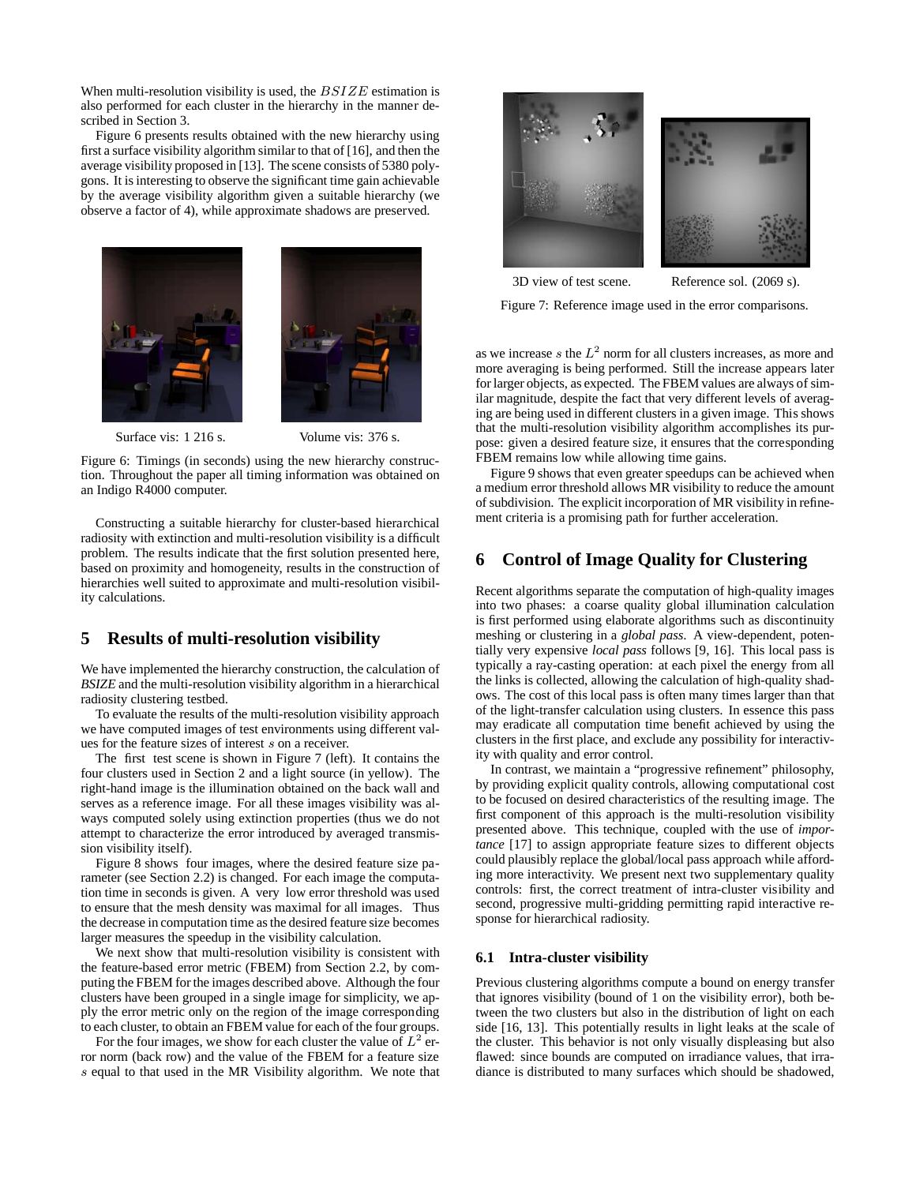When multi-resolution visibility is used, the $BSIZE$ estimation is also performed for each cluster in the hierarchy in the manner described in Section 3.

Figure 6 presents results obtained with the new hierarchy using first a surface visibility algorithm similar to that of [16], and then the average visibility proposed in [13]. The scene consists of 5380 polygons. It is interesting to observe the significant time gain achievable by the average visibility algorithm given a suitable hierarchy (we observe a factor of 4), while approximate shadows are preserved.

Surface vis: 1 216 s.  Volume vis: 376 s.

Figure 6: Timings (in seconds) using the new hierarchy construction. Throughout the paper all timing information was obtained on an Indigo R4000 computer.

Constructing a suitable hierarchy for cluster-based hierarchical radiosity with extinction and multi-resolution visibility is a difficult problem. The results indicate that the first solution presented here, based on proximity and homogeneity, results in the construction of hierarchies well suited to approximate and multi-resolution visibility calculations.

## 5 Results of multi-resolution visibility

We have implemented the hierarchy construction, the calculation of *BSIZE* and the multi-resolution visibility algorithm in a hierarchical radiosity clustering testbed.

To evaluate the results of the multi-resolution visibility approach we have computed images of test environments using different values for the feature sizes of interest $s$ on a receiver.

The first test scene is shown in Figure 7 (left). It contains the four clusters used in Section 2 and a light source (in yellow). The right-hand image is the illumination obtained on the back wall and serves as a reference image. For all these images visibility was always computed solely using extinction properties (thus we do not attempt to characterize the error introduced by averaged transmission visibility itself).

Figure 8 shows four images, where the desired feature size parameter (see Section 2.2) is changed. For each image the computation time in seconds is given. A very low error threshold was used to ensure that the mesh density was maximal for all images. Thus the decrease in computation time as the desired feature size becomes larger measures the speedup in the visibility calculation.

We next show that multi-resolution visibility is consistent with the feature-based error metric (FBEM) from Section 2.2, by computing the FBEM for the images described above. Although the four clusters have been grouped in a single image for simplicity, we apply the error metric only on the region of the image corresponding to each cluster, to obtain an FBEM value for each of the four groups.

For the four images, we show for each cluster the value of $L^2$ error norm (back row) and the value of the FBEM for a feature size $s$ equal to that used in the MR Visibility algorithm. We note that as we increase $s$ the $L^2$ norm for all clusters increases, as more and more averaging is being performed. Still the increase appears later for larger objects, as expected. The FBEM values are always of similar magnitude, despite the fact that very different levels of averaging are being used in different clusters in a given image. This shows that the multi-resolution visibility algorithm accomplishes its purpose: given a desired feature size, it ensures that the corresponding FBEM remains low while allowing time gains.

3D view of test scene.  Reference sol. (2069 s).

Figure 7: Reference image used in the error comparisons.

Figure 9 shows that even greater speedups can be achieved when a medium error threshold allows MR visibility to reduce the amount of subdivision. The explicit incorporation of MR visibility in refinement criteria is a promising path for further acceleration.

## 6 Control of Image Quality for Clustering

Recent algorithms separate the computation of high-quality images into two phases: a coarse quality global illumination calculation is first performed using elaborate algorithms such as discontinuity meshing or clustering in a *global pass*. A view-dependent, potentially very expensive *local pass* follows [9, 16]. This local pass is typically a ray-casting operation: at each pixel the energy from all the links is collected, allowing the calculation of high-quality shadows. The cost of this local pass is often many times larger than that of the light-transfer calculation using clusters. In essence this pass may eradicate all computation time benefit achieved by using the clusters in the first place, and exclude any possibility for interactivity with quality and error control.

In contrast, we maintain a "progressive refinement" philosophy, by providing explicit quality controls, allowing computational cost to be focused on desired characteristics of the resulting image. The first component of this approach is the multi-resolution visibility presented above. This technique, coupled with the use of *importance* [17] to assign appropriate feature sizes to different objects could plausibly replace the global/local pass approach while affording more interactivity. We present next two supplementary quality controls: first, the correct treatment of intra-cluster visibility and second, progressive multi-gridding permitting rapid interactive response for hierarchical radiosity.

### 6.1 Intra-cluster visibility

Previous clustering algorithms compute a bound on energy transfer that ignores visibility (bound of 1 on the visibility error), both between the two clusters but also in the distribution of light on each side [16, 13]. This potentially results in light leaks at the scale of the cluster. This behavior is not only visually displeasing but also flawed: since bounds are computed on irradiance values, that irradiance is distributed to many surfaces which should be shadowed,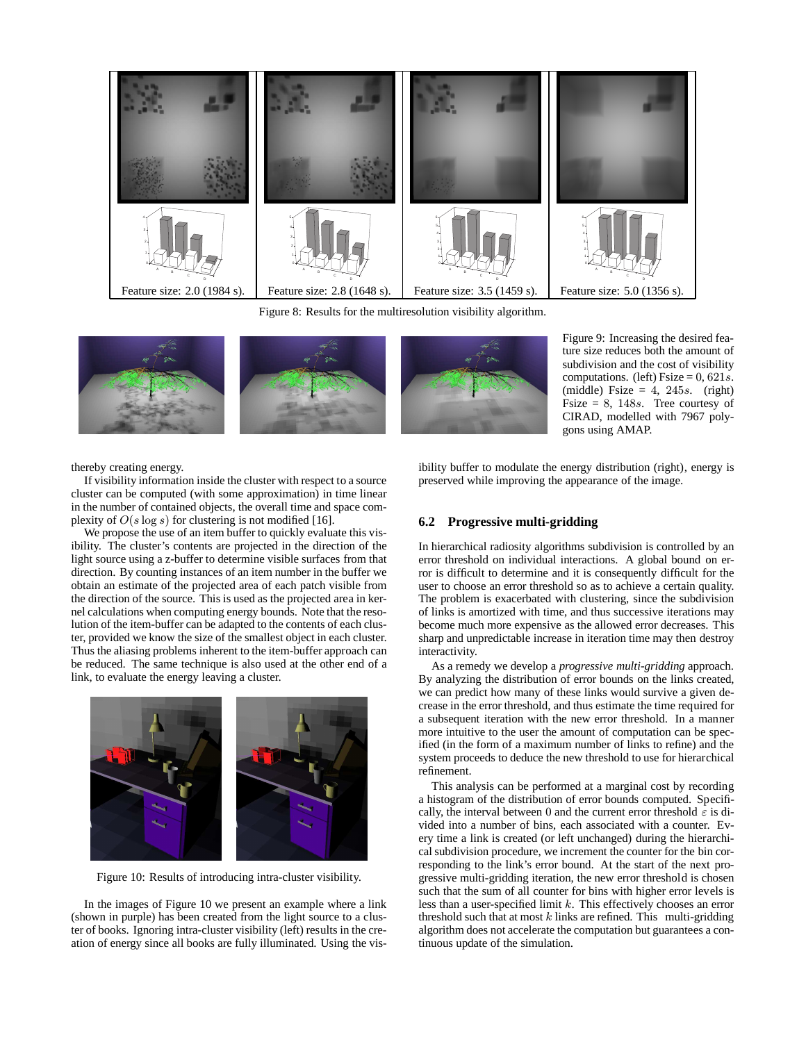Feature size: 2.0 (1984 s).

Feature size: 2.8 (1648 s).

Feature size: 3.5 (1459 s).

Feature size: 5.0 (1356 s).

Figure 8: Results for the multiresolution visibility algorithm.

Figure 9: Increasing the desired feature size reduces both the amount of subdivision and the cost of visibility computations. (left) Fsize = $0$, $621s$. (middle) Fsize = $4$, $245s$. (right) Fsize = $8$, $148s$. Tree courtesy of CIRAD, modelled with 7967 polygons using AMAP.

thereby creating energy.

If visibility information inside the cluster with respect to a source cluster can be computed (with some approximation) in time linear in the number of contained objects, the overall time and space complexity of $O(s \log s)$ for clustering is not modified [16].

We propose the use of an item buffer to quickly evaluate this visibility. The cluster's contents are projected in the direction of the light source using a z-buffer to determine visible surfaces from that direction. By counting instances of an item number in the buffer we obtain an estimate of the projected area of each patch visible from the direction of the source. This is used as the projected area in kernel calculations when computing energy bounds. Note that the resolution of the item-buffer can be adapted to the contents of each cluster, provided we know the size of the smallest object in each cluster. Thus the aliasing problems inherent to the item-buffer approach can be reduced. The same technique is also used at the other end of a link, to evaluate the energy leaving a cluster.

Figure 10: Results of introducing intra-cluster visibility.

In the images of Figure 10 we present an example where a link (shown in purple) has been created from the light source to a cluster of books. Ignoring intra-cluster visibility (left) results in the creation of energy since all books are fully illuminated. Using the visibility buffer to modulate the energy distribution (right), energy is preserved while improving the appearance of the image.

### 6.2 Progressive multi-gridding

In hierarchical radiosity algorithms subdivision is controlled by an error threshold on individual interactions. A global bound on error is difficult to determine and it is consequently difficult for the user to choose an error threshold so as to achieve a certain quality. The problem is exacerbated with clustering, since the subdivision of links is amortized with time, and thus successive iterations may become much more expensive as the allowed error decreases. This sharp and unpredictable increase in iteration time may then destroy interactivity.

As a remedy we develop a *progressive multi-gridding* approach. By analyzing the distribution of error bounds on the links created, we can predict how many of these links would survive a given decrease in the error threshold, and thus estimate the time required for a subsequent iteration with the new error threshold. In a manner more intuitive to the user the amount of computation can be specified (in the form of a maximum number of links to refine) and the system proceeds to deduce the new threshold to use for hierarchical refinement.

This analysis can be performed at a marginal cost by recording a histogram of the distribution of error bounds computed. Specifically, the interval between 0 and the current error threshold $\varepsilon$ is divided into a number of bins, each associated with a counter. Every time a link is created (or left unchanged) during the hierarchical subdivision procedure, we increment the counter for the bin corresponding to the link's error bound. At the start of the next progressive multi-gridding iteration, the new error threshold is chosen such that the sum of all counter for bins with higher error levels is less than a user-specified limit $k$. This effectively chooses an error threshold such that at most $k$ links are refined. This multi-gridding algorithm does not accelerate the computation but guarantees a continuous update of the simulation.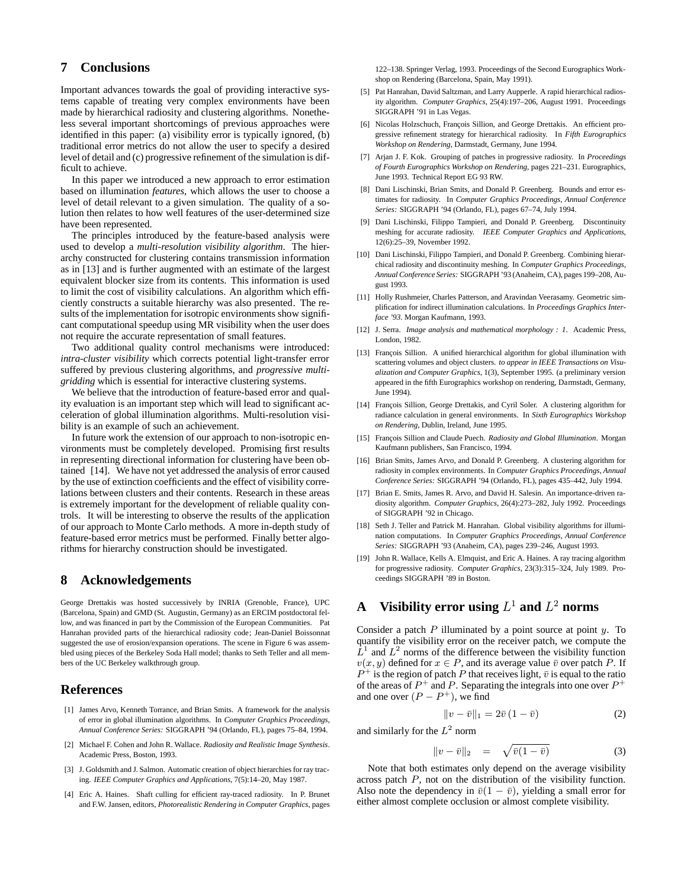## 7 Conclusions

Important advances towards the goal of providing interactive systems capable of treating very complex environments have been made by hierarchical radiosity and clustering algorithms. Nonetheless several important shortcomings of previous approaches were identified in this paper: (a) visibility error is typically ignored, (b) traditional error metrics do not allow the user to specify a desired level of detail and (c) progressive refinement of the simulation is difficult to achieve.

In this paper we introduced a new approach to error estimation based on illumination *features*, which allows the user to choose a level of detail relevant to a given simulation. The quality of a solution then relates to how well features of the user-determined size have been represented.

The principles introduced by the feature-based analysis were used to develop a *multi-resolution visibility algorithm*. The hierarchy constructed for clustering contains transmission information as in [13] and is further augmented with an estimate of the largest equivalent blocker size from its contents. This information is used to limit the cost of visibility calculations. An algorithm which efficiently constructs a suitable hierarchy was also presented. The results of the implementation for isotropic environments show significant computational speedup using MR visibility when the user does not require the accurate representation of small features.

Two additional quality control mechanisms were introduced: *intra-cluster visibility* which corrects potential light-transfer error suffered by previous clustering algorithms, and *progressive multigridding* which is essential for interactive clustering systems.

We believe that the introduction of feature-based error and quality evaluation is an important step which will lead to significant acceleration of global illumination algorithms. Multi-resolution visibility is an example of such an achievement.

In future work the extension of our approach to non-isotropic environments must be completely developed. Promising first results in representing directional information for clustering have been obtained [14]. We have not yet addressed the analysis of error caused by the use of extinction coefficients and the effect of visibility correlations between clusters and their contents. Research in these areas is extremely important for the development of reliable quality controls. It will be interesting to observe the results of the application of our approach to Monte Carlo methods. A more in-depth study of feature-based error metrics must be performed. Finally better algorithms for hierarchy construction should be investigated.

## 8 Acknowledgements

George Drettakis was hosted successively by INRIA (Grenoble, France), UPC (Barcelona, Spain) and GMD (St. Augustin, Germany) as an ERCIM postdoctoral fellow, and was financed in part by the Commission of the European Communities. Pat Hanrahan provided parts of the hierarchical radiosity code; Jean-Daniel Boissonnat suggested the use of erosion/expansion operations. The scene in Figure 6 was assembled using pieces of the Berkeley Soda Hall model; thanks to Seth Teller and all members of the UC Berkeley walkthrough group.

## References

[1] James Arvo, Kenneth Torrance, and Brian Smits. A framework for the analysis of error in global illumination algorithms. In *Computer Graphics Proceedings, Annual Conference Series:* SIGGRAPH '94 (Orlando, FL), pages 75–84, 1994.

[2] Michael F. Cohen and John R. Wallace. *Radiosity and Realistic Image Synthesis*. Academic Press, Boston, 1993.

[3] J. Goldsmith and J. Salmon. Automatic creation of object hierarchies for ray tracing. *IEEE Computer Graphics and Applications*, 7(5):14–20, May 1987.

[4] Eric A. Haines. Shaft culling for efficient ray-traced radiosity. In P. Brunet and F.W. Jansen, editors, *Photorealistic Rendering in Computer Graphics*, pages 122–138. Springer Verlag, 1993. Proceedings of the Second Eurographics Workshop on Rendering (Barcelona, Spain, May 1991).

[5] Pat Hanrahan, David Saltzman, and Larry Aupperle. A rapid hierarchical radiosity algorithm. *Computer Graphics*, 25(4):197–206, August 1991. Proceedings SIGGRAPH '91 in Las Vegas.

[6] Nicolas Holzschuch, François Sillion, and George Drettakis. An efficient progressive refinement strategy for hierarchical radiosity. In *Fifth Eurographics Workshop on Rendering*, Darmstadt, Germany, June 1994.

[7] Arjan J. F. Kok. Grouping of patches in progressive radiosity. In *Proceedings of Fourth Eurographics Workshop on Rendering*, pages 221–231. Eurographics, June 1993. Technical Report EG 93 RW.

[8] Dani Lischinski, Brian Smits, and Donald P. Greenberg. Bounds and error estimates for radiosity. In *Computer Graphics Proceedings, Annual Conference Series:* SIGGRAPH '94 (Orlando, FL), pages 67–74, July 1994.

[9] Dani Lischinski, Filippo Tampieri, and Donald P. Greenberg. Discontinuity meshing for accurate radiosity. *IEEE Computer Graphics and Applications*, 12(6):25–39, November 1992.

[10] Dani Lischinski, Filippo Tampieri, and Donald P. Greenberg. Combining hierarchical radiosity and discontinuity meshing. In *Computer Graphics Proceedings, Annual Conference Series:* SIGGRAPH '93 (Anaheim, CA), pages 199–208, August 1993.

[11] Holly Rushmeier, Charles Patterson, and Aravindan Veerasamy. Geometric simplification for indirect illumination calculations. In *Proceedings Graphics Interface '93*. Morgan Kaufmann, 1993.

[12] J. Serra. *Image analysis and mathematical morphology : 1*. Academic Press, London, 1982.

[13] François Sillion. A unified hierarchical algorithm for global illumination with scattering volumes and object clusters. *to appear in IEEE Transactions on Visualization and Computer Graphics*, 1(3), September 1995. (a preliminary version appeared in the fifth Eurographics workshop on rendering, Darmstadt, Germany, June 1994).

[14] François Sillion, George Drettakis, and Cyril Soler. A clustering algorithm for radiance calculation in general environments. In *Sixth Eurographics Workshop on Rendering*, Dublin, Ireland, June 1995.

[15] François Sillion and Claude Puech. *Radiosity and Global Illumination*. Morgan Kaufmann publishers, San Francisco, 1994.

[16] Brian Smits, James Arvo, and Donald P. Greenberg. A clustering algorithm for radiosity in complex environments. In *Computer Graphics Proceedings, Annual Conference Series:* SIGGRAPH '94 (Orlando, FL), pages 435–442, July 1994.

[17] Brian E. Smits, James R. Arvo, and David H. Salesin. An importance-driven radiosity algorithm. *Computer Graphics*, 26(4):273–282, July 1992. Proceedings of SIGGRAPH '92 in Chicago.

[18] Seth J. Teller and Patrick M. Hanrahan. Global visibility algorithms for illumination computations. In *Computer Graphics Proceedings, Annual Conference Series:* SIGGRAPH '93 (Anaheim, CA), pages 239–246, August 1993.

[19] John R. Wallace, Kells A. Elmquist, and Eric A. Haines. A ray tracing algorithm for progressive radiosity. *Computer Graphics*, 23(3):315–324, July 1989. Proceedings SIGGRAPH '89 in Boston.

## A Visibility error using $L^1$ and $L^2$ norms

Consider a patch $P$ illuminated by a point source at point $y$. To quantify the visibility error on the receiver patch, we compute the $L^1$ and $L^2$ norms of the difference between the visibility function $v(x, y)$ defined for $x \in P$, and its average value $\bar{v}$ over patch $P$. If $P^+$ is the region of patch $P$ that receives light, $\bar{v}$ is equal to the ratio of the areas of $P^+$ and $P$. Separating the integrals into one over $P^+$ and one over $(P - P^+)$, we find

$$\|v - \bar{v}\|_1 = 2\bar{v}\,(1 - \bar{v}) \tag{2}$$

and similarly for the $L^2$ norm

$$\|v - \bar{v}\|_2 \quad = \quad \sqrt{\bar{v}(1 - \bar{v})} \tag{3}$$

Note that both estimates only depend on the average visibility across patch $P$, not on the distribution of the visibility function. Also note the dependency in $\bar{v}(1 - \bar{v})$, yielding a small error for either almost complete occlusion or almost complete visibility.